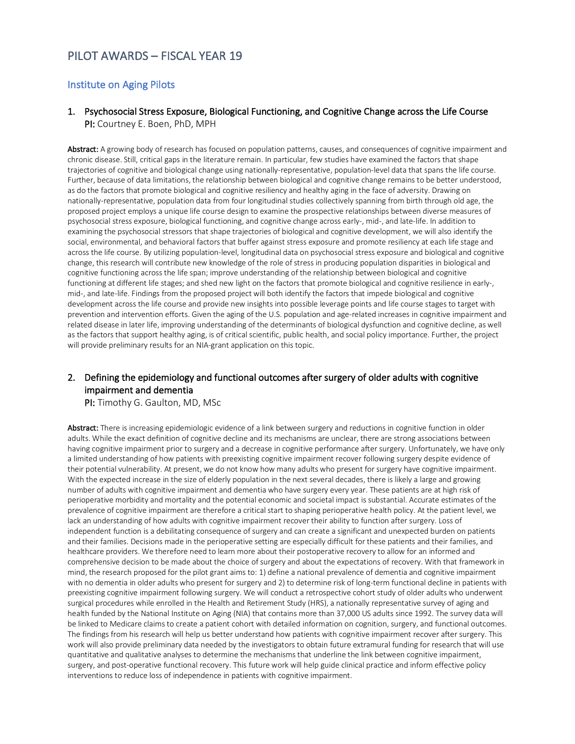# PILOT AWARDS – FISCAL YEAR 19

## Institute on Aging Pilots

### 1. Psychosocial Stress Exposure, Biological Functioning, and Cognitive Change across the Life Course

**PI:** Courtney E. Boen, PhD, MPH

**Abstract:** A growing body of research has focused on population patterns, causes, and consequences of cognitive impairment and chronic disease. Still, critical gaps in the literature remain. In particular, few studies have examined the factors that shape trajectories of cognitive and biological change using nationally-representative, population-level data that spans the life course. Further, because of data limitations, the relationship between biological and cognitive change remains to be better understood, as do the factors that promote biological and cognitive resiliency and healthy aging in the face of adversity. Drawing on nationally-representative, population data from four longitudinal studies collectively spanning from birth through old age, the proposed project employs a unique life course design to examine the prospective relationships between diverse measures of psychosocial stress exposure, biological functioning, and cognitive change across early-, mid-, and late-life. In addition to examining the psychosocial stressors that shape trajectories of biological and cognitive development, we will also identify the social, environmental, and behavioral factors that buffer against stress exposure and promote resiliency at each life stage and across the life course. By utilizing population-level, longitudinal data on psychosocial stress exposure and biological and cognitive change, this research will contribute new knowledge of the role of stress in producing population disparities in biological and cognitive functioning across the life span; improve understanding of the relationship between biological and cognitive functioning at different life stages; and shed new light on the factors that promote biological and cognitive resilience in early-, mid-, and late-life. Findings from the proposed project will both identify the factors that impede biological and cognitive development across the life course and provide new insights into possible leverage points and life course stages to target with prevention and intervention efforts. Given the aging of the U.S. population and age-related increases in cognitive impairment and related disease in later life, improving understanding of the determinants of biological dysfunction and cognitive decline, as well as the factors that support healthy aging, is of critical scientific, public health, and social policy importance. Further, the project will provide preliminary results for an NIA-grant application on this topic.

### 2. Defining the epidemiology and functional outcomes after surgery of older adults with cognitive impairment and dementia

**PI:** Timothy G. Gaulton, MD, MSc

**Abstract:** There is increasing epidemiologic evidence of a link between surgery and reductions in cognitive function in older adults. While the exact definition of cognitive decline and its mechanisms are unclear, there are strong associations between having cognitive impairment prior to surgery and a decrease in cognitive performance after surgery. Unfortunately, we have only a limited understanding of how patients with preexisting cognitive impairment recover following surgery despite evidence of their potential vulnerability. At present, we do not know how many adults who present for surgery have cognitive impairment. With the expected increase in the size of elderly population in the next several decades, there is likely a large and growing number of adults with cognitive impairment and dementia who have surgery every year. These patients are at high risk of perioperative morbidity and mortality and the potential economic and societal impact is substantial. Accurate estimates of the prevalence of cognitive impairment are therefore a critical start to shaping perioperative health policy. At the patient level, we lack an understanding of how adults with cognitive impairment recover their ability to function after surgery. Loss of independent function is a debilitating consequence of surgery and can create a significant and unexpected burden on patients and their families. Decisions made in the perioperative setting are especially difficult for these patients and their families, and healthcare providers. We therefore need to learn more about their postoperative recovery to allow for an informed and comprehensive decision to be made about the choice of surgery and about the expectations of recovery. With that framework in mind, the research proposed for the pilot grant aims to: 1) define a national prevalence of dementia and cognitive impairment with no dementia in older adults who present for surgery and 2) to determine risk of long-term functional decline in patients with preexisting cognitive impairment following surgery. We will conduct a retrospective cohort study of older adults who underwent surgical procedures while enrolled in the Health and Retirement Study (HRS), a nationally representative survey of aging and health funded by the National Institute on Aging (NIA) that contains more than 37,000 US adults since 1992. The survey data will be linked to Medicare claims to create a patient cohort with detailed information on cognition, surgery, and functional outcomes. The findings from his research will help us better understand how patients with cognitive impairment recover after surgery. This work will also provide preliminary data needed by the investigators to obtain future extramural funding for research that will use quantitative and qualitative analyses to determine the mechanisms that underline the link between cognitive impairment, surgery, and post-operative functional recovery. This future work will help guide clinical practice and inform effective policy interventions to reduce loss of independence in patients with cognitive impairment.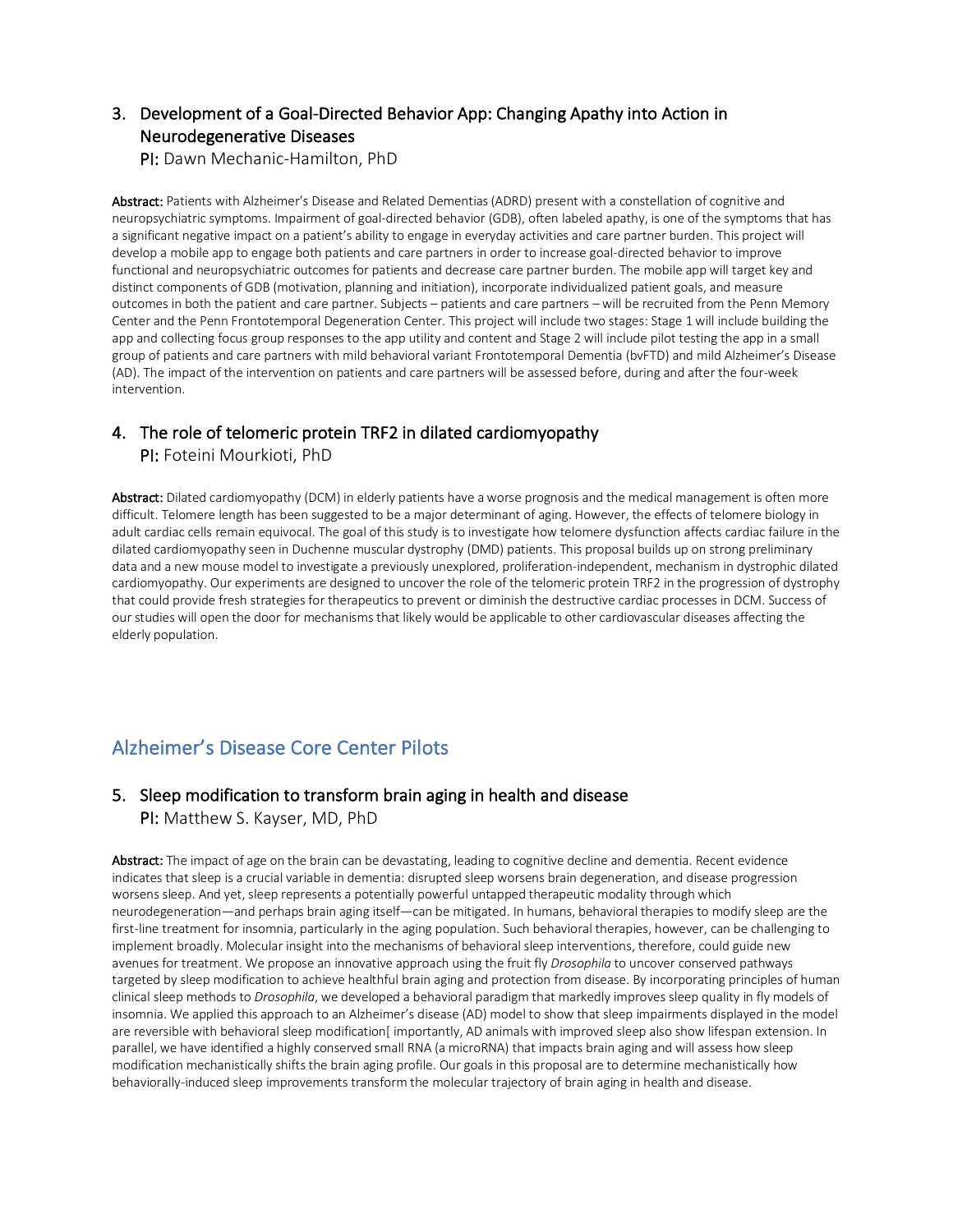### 3. Development of a Goal-Directed Behavior App: Changing Apathy into Action in Neurodegenerative Diseases

**PI:** Dawn Mechanic-Hamilton, PhD

**Abstract:** Patients with Alzheimer's Disease and Related Dementias (ADRD) present with a constellation of cognitive and neuropsychiatric symptoms. Impairment of goal-directed behavior (GDB), often labeled apathy, is one of the symptoms that has a significant negative impact on a patient's ability to engage in everyday activities and care partner burden. This project will develop a mobile app to engage both patients and care partners in order to increase goal-directed behavior to improve functional and neuropsychiatric outcomes for patients and decrease care partner burden. The mobile app will target key and distinct components of GDB (motivation, planning and initiation), incorporate individualized patient goals, and measure outcomes in both the patient and care partner. Subjects – patients and care partners – will be recruited from the Penn Memory Center and the Penn Frontotemporal Degeneration Center. This project will include two stages: Stage 1 will include building the app and collecting focus group responses to the app utility and content and Stage 2 will include pilot testing the app in a small group of patients and care partners with mild behavioral variant Frontotemporal Dementia (bvFTD) and mild Alzheimer's Disease (AD). The impact of the intervention on patients and care partners will be assessed before, during and after the four-week intervention.

### 4. The role of telomeric protein TRF2 in dilated cardiomyopathy

**PI:** Foteini Mourkioti, PhD

**Abstract:** Dilated cardiomyopathy (DCM) in elderly patients have a worse prognosis and the medical management is often more difficult. Telomere length has been suggested to be a major determinant of aging. However, the effects of telomere biology in adult cardiac cells remain equivocal. The goal of this study is to investigate how telomere dysfunction affects cardiac failure in the dilated cardiomyopathy seen in Duchenne muscular dystrophy (DMD) patients. This proposal builds up on strong preliminary data and a new mouse model to investigate a previously unexplored, proliferation-independent, mechanism in dystrophic dilated cardiomyopathy. Our experiments are designed to uncover the role of the telomeric protein TRF2 in the progression of dystrophy that could provide fresh strategies for therapeutics to prevent or diminish the destructive cardiac processes in DCM. Success of our studies will open the door for mechanisms that likely would be applicable to other cardiovascular diseases affecting the elderly population.

## Alzheimer's Disease Core Center Pilots

### 5. Sleep modification to transform brain aging in health and disease

**PI:** Matthew S. Kayser, MD, PhD

**Abstract:** The impact of age on the brain can be devastating, leading to cognitive decline and dementia. Recent evidence indicates that sleep is a crucial variable in dementia: disrupted sleep worsens brain degeneration, and disease progression worsens sleep. And yet, sleep represents a potentially powerful untapped therapeutic modality through which neurodegeneration—and perhaps brain aging itself—can be mitigated. In humans, behavioral therapies to modify sleep are the first-line treatment for insomnia, particularly in the aging population. Such behavioral therapies, however, can be challenging to implement broadly. Molecular insight into the mechanisms of behavioral sleep interventions, therefore, could guide new avenues for treatment. We propose an innovative approach using the fruit fly *Drosophila* to uncover conserved pathways targeted by sleep modification to achieve healthful brain aging and protection from disease. By incorporating principles of human clinical sleep methods to *Drosophila*, we developed a behavioral paradigm that markedly improves sleep quality in fly models of insomnia. We applied this approach to an Alzheimer's disease (AD) model to show that sleep impairments displayed in the model are reversible with behavioral sleep modification[ importantly, AD animals with improved sleep also show lifespan extension. In parallel, we have identified a highly conserved small RNA (a microRNA) that impacts brain aging and will assess how sleep modification mechanistically shifts the brain aging profile. Our goals in this proposal are to determine mechanistically how behaviorally-induced sleep improvements transform the molecular trajectory of brain aging in health and disease.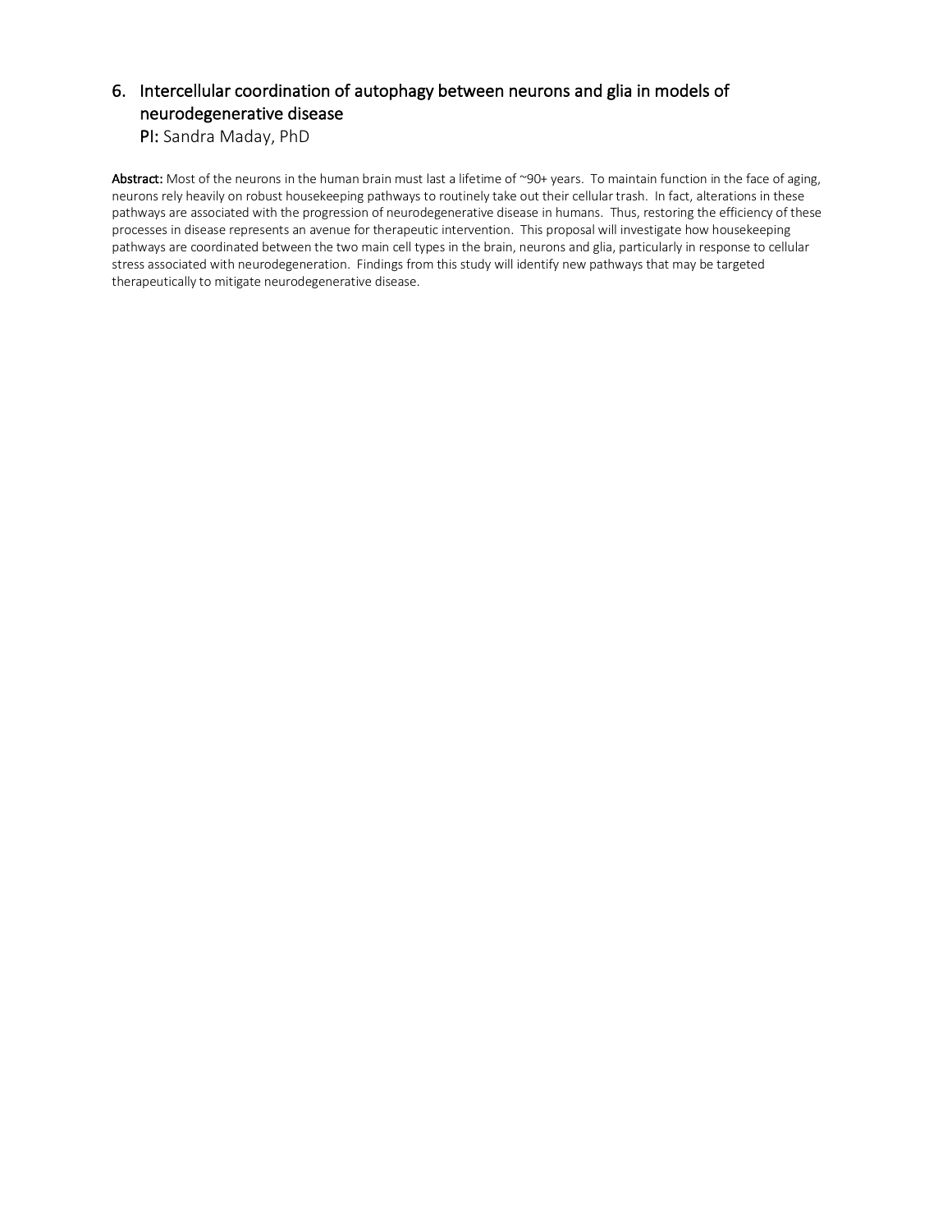## 6. Intercellular coordination of autophagy between neurons and glia in models of neurodegenerative disease

**PI:** Sandra Maday, PhD

**Abstract:** Most of the neurons in the human brain must last a lifetime of ~90+ years. To maintain function in the face of aging, neurons rely heavily on robust housekeeping pathways to routinely take out their cellular trash. In fact, alterations in these pathways are associated with the progression of neurodegenerative disease in humans. Thus, restoring the efficiency of these processes in disease represents an avenue for therapeutic intervention. This proposal will investigate how housekeeping pathways are coordinated between the two main cell types in the brain, neurons and glia, particularly in response to cellular stress associated with neurodegeneration. Findings from this study will identify new pathways that may be targeted therapeutically to mitigate neurodegenerative disease.